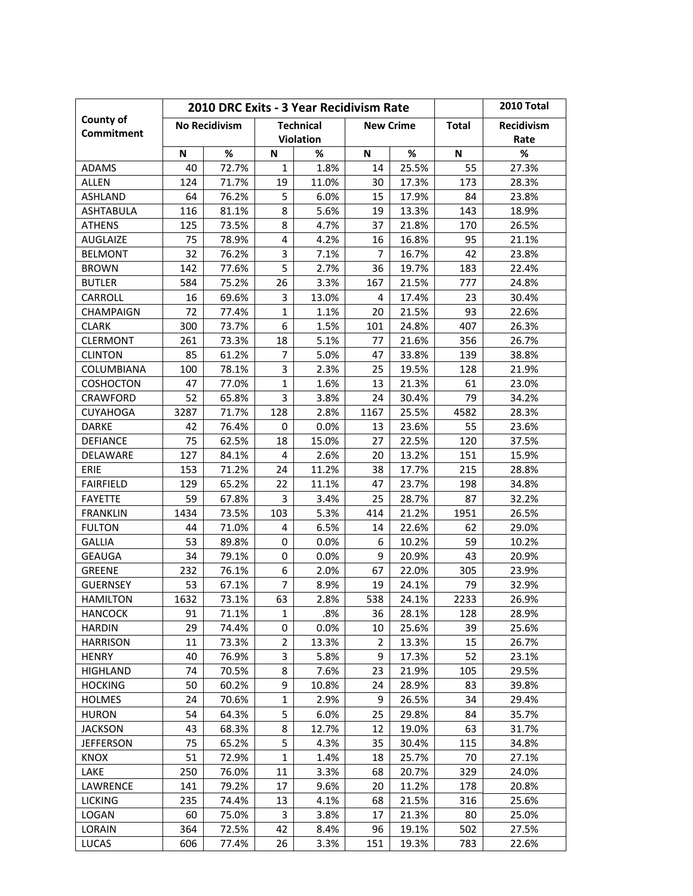| County of Commitment | 2010 DRC Exits - 3 Year Recidivism Rate | | | | | | | 2010 Total |
|---|---|---|---|---|---|---|---|---|
| | No Recidivism | | Technical Violation | | New Crime | | Total | Recidivism Rate |
| | N | % | N | % | N | % | N | % |
| ADAMS | 40 | 72.7% | 1 | 1.8% | 14 | 25.5% | 55 | 27.3% |
| ALLEN | 124 | 71.7% | 19 | 11.0% | 30 | 17.3% | 173 | 28.3% |
| ASHLAND | 64 | 76.2% | 5 | 6.0% | 15 | 17.9% | 84 | 23.8% |
| ASHTABULA | 116 | 81.1% | 8 | 5.6% | 19 | 13.3% | 143 | 18.9% |
| ATHENS | 125 | 73.5% | 8 | 4.7% | 37 | 21.8% | 170 | 26.5% |
| AUGLAIZE | 75 | 78.9% | 4 | 4.2% | 16 | 16.8% | 95 | 21.1% |
| BELMONT | 32 | 76.2% | 3 | 7.1% | 7 | 16.7% | 42 | 23.8% |
| BROWN | 142 | 77.6% | 5 | 2.7% | 36 | 19.7% | 183 | 22.4% |
| BUTLER | 584 | 75.2% | 26 | 3.3% | 167 | 21.5% | 777 | 24.8% |
| CARROLL | 16 | 69.6% | 3 | 13.0% | 4 | 17.4% | 23 | 30.4% |
| CHAMPAIGN | 72 | 77.4% | 1 | 1.1% | 20 | 21.5% | 93 | 22.6% |
| CLARK | 300 | 73.7% | 6 | 1.5% | 101 | 24.8% | 407 | 26.3% |
| CLERMONT | 261 | 73.3% | 18 | 5.1% | 77 | 21.6% | 356 | 26.7% |
| CLINTON | 85 | 61.2% | 7 | 5.0% | 47 | 33.8% | 139 | 38.8% |
| COLUMBIANA | 100 | 78.1% | 3 | 2.3% | 25 | 19.5% | 128 | 21.9% |
| COSHOCTON | 47 | 77.0% | 1 | 1.6% | 13 | 21.3% | 61 | 23.0% |
| CRAWFORD | 52 | 65.8% | 3 | 3.8% | 24 | 30.4% | 79 | 34.2% |
| CUYAHOGA | 3287 | 71.7% | 128 | 2.8% | 1167 | 25.5% | 4582 | 28.3% |
| DARKE | 42 | 76.4% | 0 | 0.0% | 13 | 23.6% | 55 | 23.6% |
| DEFIANCE | 75 | 62.5% | 18 | 15.0% | 27 | 22.5% | 120 | 37.5% |
| DELAWARE | 127 | 84.1% | 4 | 2.6% | 20 | 13.2% | 151 | 15.9% |
| ERIE | 153 | 71.2% | 24 | 11.2% | 38 | 17.7% | 215 | 28.8% |
| FAIRFIELD | 129 | 65.2% | 22 | 11.1% | 47 | 23.7% | 198 | 34.8% |
| FAYETTE | 59 | 67.8% | 3 | 3.4% | 25 | 28.7% | 87 | 32.2% |
| FRANKLIN | 1434 | 73.5% | 103 | 5.3% | 414 | 21.2% | 1951 | 26.5% |
| FULTON | 44 | 71.0% | 4 | 6.5% | 14 | 22.6% | 62 | 29.0% |
| GALLIA | 53 | 89.8% | 0 | 0.0% | 6 | 10.2% | 59 | 10.2% |
| GEAUGA | 34 | 79.1% | 0 | 0.0% | 9 | 20.9% | 43 | 20.9% |
| GREENE | 232 | 76.1% | 6 | 2.0% | 67 | 22.0% | 305 | 23.9% |
| GUERNSEY | 53 | 67.1% | 7 | 8.9% | 19 | 24.1% | 79 | 32.9% |
| HAMILTON | 1632 | 73.1% | 63 | 2.8% | 538 | 24.1% | 2233 | 26.9% |
| HANCOCK | 91 | 71.1% | 1 | .8% | 36 | 28.1% | 128 | 28.9% |
| HARDIN | 29 | 74.4% | 0 | 0.0% | 10 | 25.6% | 39 | 25.6% |
| HARRISON | 11 | 73.3% | 2 | 13.3% | 2 | 13.3% | 15 | 26.7% |
| HENRY | 40 | 76.9% | 3 | 5.8% | 9 | 17.3% | 52 | 23.1% |
| HIGHLAND | 74 | 70.5% | 8 | 7.6% | 23 | 21.9% | 105 | 29.5% |
| HOCKING | 50 | 60.2% | 9 | 10.8% | 24 | 28.9% | 83 | 39.8% |
| HOLMES | 24 | 70.6% | 1 | 2.9% | 9 | 26.5% | 34 | 29.4% |
| HURON | 54 | 64.3% | 5 | 6.0% | 25 | 29.8% | 84 | 35.7% |
| JACKSON | 43 | 68.3% | 8 | 12.7% | 12 | 19.0% | 63 | 31.7% |
| JEFFERSON | 75 | 65.2% | 5 | 4.3% | 35 | 30.4% | 115 | 34.8% |
| KNOX | 51 | 72.9% | 1 | 1.4% | 18 | 25.7% | 70 | 27.1% |
| LAKE | 250 | 76.0% | 11 | 3.3% | 68 | 20.7% | 329 | 24.0% |
| LAWRENCE | 141 | 79.2% | 17 | 9.6% | 20 | 11.2% | 178 | 20.8% |
| LICKING | 235 | 74.4% | 13 | 4.1% | 68 | 21.5% | 316 | 25.6% |
| LOGAN | 60 | 75.0% | 3 | 3.8% | 17 | 21.3% | 80 | 25.0% |
| LORAIN | 364 | 72.5% | 42 | 8.4% | 96 | 19.1% | 502 | 27.5% |
| LUCAS | 606 | 77.4% | 26 | 3.3% | 151 | 19.3% | 783 | 22.6% |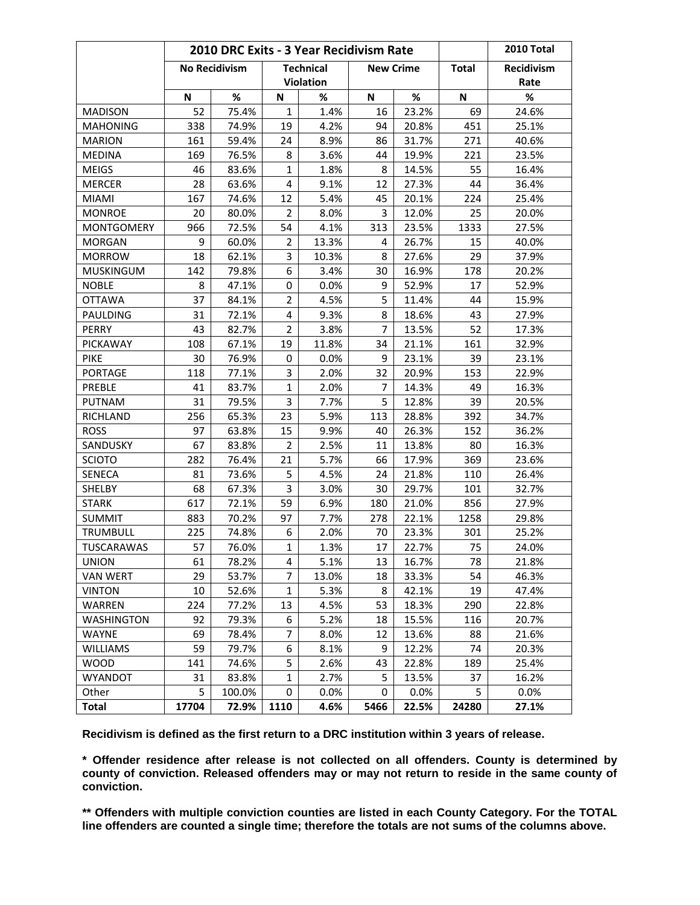| | 2010 DRC Exits - 3 Year Recidivism Rate | | | | | | | 2010 Total |
|---|---|---|---|---|---|---|---|---|
| | No Recidivism | | Technical Violation | | New Crime | | Total | Recidivism Rate |
| | N | % | N | % | N | % | N | % |
| MADISON | 52 | 75.4% | 1 | 1.4% | 16 | 23.2% | 69 | 24.6% |
| MAHONING | 338 | 74.9% | 19 | 4.2% | 94 | 20.8% | 451 | 25.1% |
| MARION | 161 | 59.4% | 24 | 8.9% | 86 | 31.7% | 271 | 40.6% |
| MEDINA | 169 | 76.5% | 8 | 3.6% | 44 | 19.9% | 221 | 23.5% |
| MEIGS | 46 | 83.6% | 1 | 1.8% | 8 | 14.5% | 55 | 16.4% |
| MERCER | 28 | 63.6% | 4 | 9.1% | 12 | 27.3% | 44 | 36.4% |
| MIAMI | 167 | 74.6% | 12 | 5.4% | 45 | 20.1% | 224 | 25.4% |
| MONROE | 20 | 80.0% | 2 | 8.0% | 3 | 12.0% | 25 | 20.0% |
| MONTGOMERY | 966 | 72.5% | 54 | 4.1% | 313 | 23.5% | 1333 | 27.5% |
| MORGAN | 9 | 60.0% | 2 | 13.3% | 4 | 26.7% | 15 | 40.0% |
| MORROW | 18 | 62.1% | 3 | 10.3% | 8 | 27.6% | 29 | 37.9% |
| MUSKINGUM | 142 | 79.8% | 6 | 3.4% | 30 | 16.9% | 178 | 20.2% |
| NOBLE | 8 | 47.1% | 0 | 0.0% | 9 | 52.9% | 17 | 52.9% |
| OTTAWA | 37 | 84.1% | 2 | 4.5% | 5 | 11.4% | 44 | 15.9% |
| PAULDING | 31 | 72.1% | 4 | 9.3% | 8 | 18.6% | 43 | 27.9% |
| PERRY | 43 | 82.7% | 2 | 3.8% | 7 | 13.5% | 52 | 17.3% |
| PICKAWAY | 108 | 67.1% | 19 | 11.8% | 34 | 21.1% | 161 | 32.9% |
| PIKE | 30 | 76.9% | 0 | 0.0% | 9 | 23.1% | 39 | 23.1% |
| PORTAGE | 118 | 77.1% | 3 | 2.0% | 32 | 20.9% | 153 | 22.9% |
| PREBLE | 41 | 83.7% | 1 | 2.0% | 7 | 14.3% | 49 | 16.3% |
| PUTNAM | 31 | 79.5% | 3 | 7.7% | 5 | 12.8% | 39 | 20.5% |
| RICHLAND | 256 | 65.3% | 23 | 5.9% | 113 | 28.8% | 392 | 34.7% |
| ROSS | 97 | 63.8% | 15 | 9.9% | 40 | 26.3% | 152 | 36.2% |
| SANDUSKY | 67 | 83.8% | 2 | 2.5% | 11 | 13.8% | 80 | 16.3% |
| SCIOTO | 282 | 76.4% | 21 | 5.7% | 66 | 17.9% | 369 | 23.6% |
| SENECA | 81 | 73.6% | 5 | 4.5% | 24 | 21.8% | 110 | 26.4% |
| SHELBY | 68 | 67.3% | 3 | 3.0% | 30 | 29.7% | 101 | 32.7% |
| STARK | 617 | 72.1% | 59 | 6.9% | 180 | 21.0% | 856 | 27.9% |
| SUMMIT | 883 | 70.2% | 97 | 7.7% | 278 | 22.1% | 1258 | 29.8% |
| TRUMBULL | 225 | 74.8% | 6 | 2.0% | 70 | 23.3% | 301 | 25.2% |
| TUSCARAWAS | 57 | 76.0% | 1 | 1.3% | 17 | 22.7% | 75 | 24.0% |
| UNION | 61 | 78.2% | 4 | 5.1% | 13 | 16.7% | 78 | 21.8% |
| VAN WERT | 29 | 53.7% | 7 | 13.0% | 18 | 33.3% | 54 | 46.3% |
| VINTON | 10 | 52.6% | 1 | 5.3% | 8 | 42.1% | 19 | 47.4% |
| WARREN | 224 | 77.2% | 13 | 4.5% | 53 | 18.3% | 290 | 22.8% |
| WASHINGTON | 92 | 79.3% | 6 | 5.2% | 18 | 15.5% | 116 | 20.7% |
| WAYNE | 69 | 78.4% | 7 | 8.0% | 12 | 13.6% | 88 | 21.6% |
| WILLIAMS | 59 | 79.7% | 6 | 8.1% | 9 | 12.2% | 74 | 20.3% |
| WOOD | 141 | 74.6% | 5 | 2.6% | 43 | 22.8% | 189 | 25.4% |
| WYANDOT | 31 | 83.8% | 1 | 2.7% | 5 | 13.5% | 37 | 16.2% |
| Other | 5 | 100.0% | 0 | 0.0% | 0 | 0.0% | 5 | 0.0% |
| **Total** | **17704** | **72.9%** | **1110** | **4.6%** | **5466** | **22.5%** | **24280** | **27.1%** |

**Recidivism is defined as the first return to a DRC institution within 3 years of release.**

**\* Offender residence after release is not collected on all offenders. County is determined by county of conviction. Released offenders may or may not return to reside in the same county of conviction.**

**\*\* Offenders with multiple conviction counties are listed in each County Category. For the TOTAL line offenders are counted a single time; therefore the totals are not sums of the columns above.**